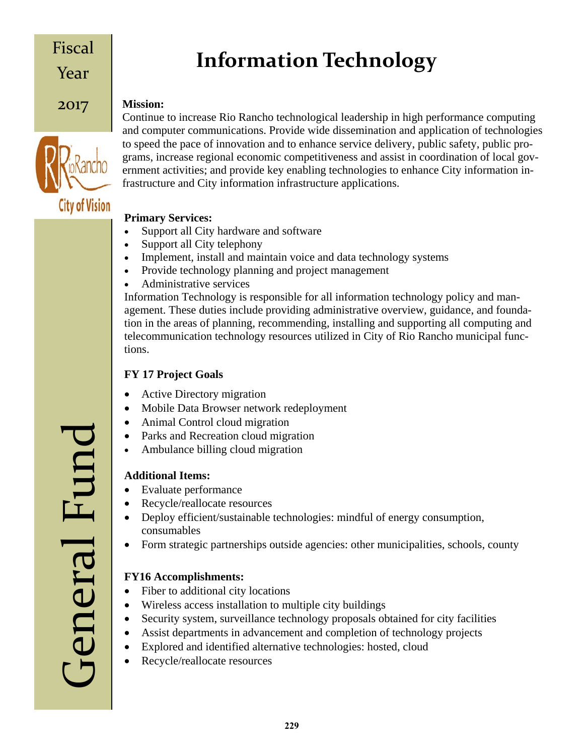# Information Technology

**Mission:**

Continue to increase Rio Rancho technological leadership in high performance computing and computer communications. Provide wide dissemination and application of technologies to speed the pace of innovation and to enhance service delivery, public safety, public programs, increase regional economic competitiveness and assist in coordination of local government activities; and provide key enabling technologies to enhance City information infrastructure and City information infrastructure applications.

**Primary Services:**

- Support all City hardware and software
- Support all City telephony
- Implement, install and maintain voice and data technology systems
- Provide technology planning and project management
- Administrative services

Information Technology is responsible for all information technology policy and management. These duties include providing administrative overview, guidance, and foundation in the areas of planning, recommending, installing and supporting all computing and telecommunication technology resources utilized in City of Rio Rancho municipal functions.

**FY 17 Project Goals**

- Active Directory migration
- Mobile Data Browser network redeployment
- Animal Control cloud migration
- Parks and Recreation cloud migration
- Ambulance billing cloud migration

**Additional Items:**

- Evaluate performance
- Recycle/reallocate resources
- Deploy efficient/sustainable technologies: mindful of energy consumption, consumables
- Form strategic partnerships outside agencies: other municipalities, schools, county

**FY16 Accomplishments:**

- Fiber to additional city locations
- Wireless access installation to multiple city buildings
- Security system, surveillance technology proposals obtained for city facilities
- Assist departments in advancement and completion of technology projects
- Explored and identified alternative technologies: hosted, cloud
- Recycle/reallocate resources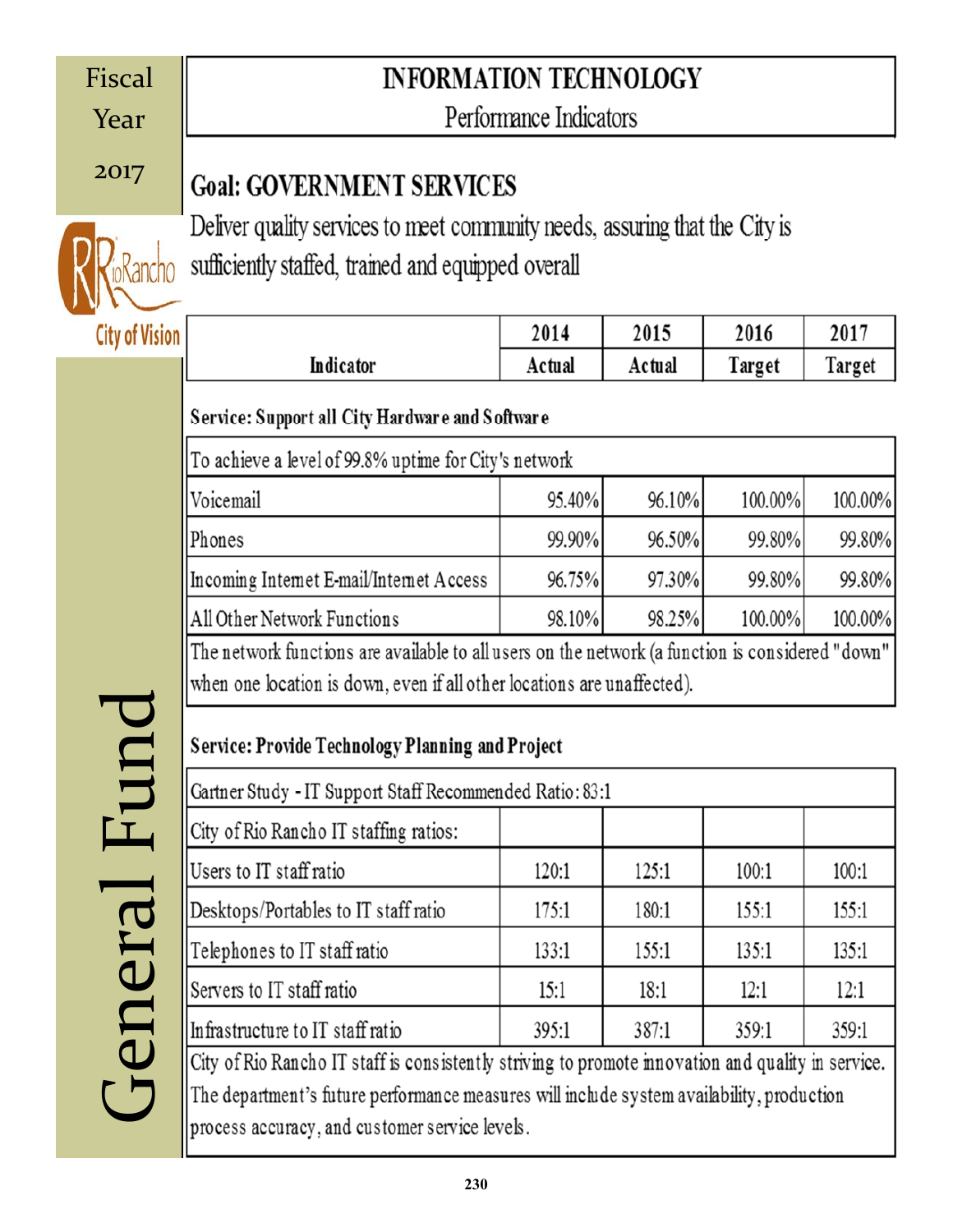Fiscal Year 2017

# INFORMATION TECHNOLOGY

## Performance Indicators

### Goal: GOVERNMENT SERVICES

Deliver quality services to meet community needs, assuring that the City is sufficiently staffed, trained and equipped overall

| Indicator | 2014 Actual | 2015 Actual | 2016 Target | 2017 Target |
|---|---|---|---|---|
| **Service: Support all City Hardware and Software** | | | | |
| To achieve a level of 99.8% uptime for City's network | | | | |
| Voicemail | 95.40% | 96.10% | 100.00% | 100.00% |
| Phones | 99.90% | 96.50% | 99.80% | 99.80% |
| Incoming Internet E-mail/Internet Access | 96.75% | 97.30% | 99.80% | 99.80% |
| All Other Network Functions | 98.10% | 98.25% | 100.00% | 100.00% |
| The network functions are available to all users on the network (a function is considered "down" when one location is down, even if all other locations are unaffected). | | | | |
| **Service: Provide Technology Planning and Project** | | | | |
| Gartner Study - IT Support Staff Recommended Ratio: 83:1 | | | | |
| City of Rio Rancho IT staffing ratios: | | | | |
| Users to IT staff ratio | 120:1 | 125:1 | 100:1 | 100:1 |
| Desktops/Portables to IT staff ratio | 175:1 | 180:1 | 155:1 | 155:1 |
| Telephones to IT staff ratio | 133:1 | 155:1 | 135:1 | 135:1 |
| Servers to IT staff ratio | 15:1 | 18:1 | 12:1 | 12:1 |
| Infrastructure to IT staff ratio | 395:1 | 387:1 | 359:1 | 359:1 |
| City of Rio Rancho IT staff is consistently striving to promote innovation and quality in service. The department's future performance measures will include system availability, production process accuracy, and customer service levels. | | | | |

General Fund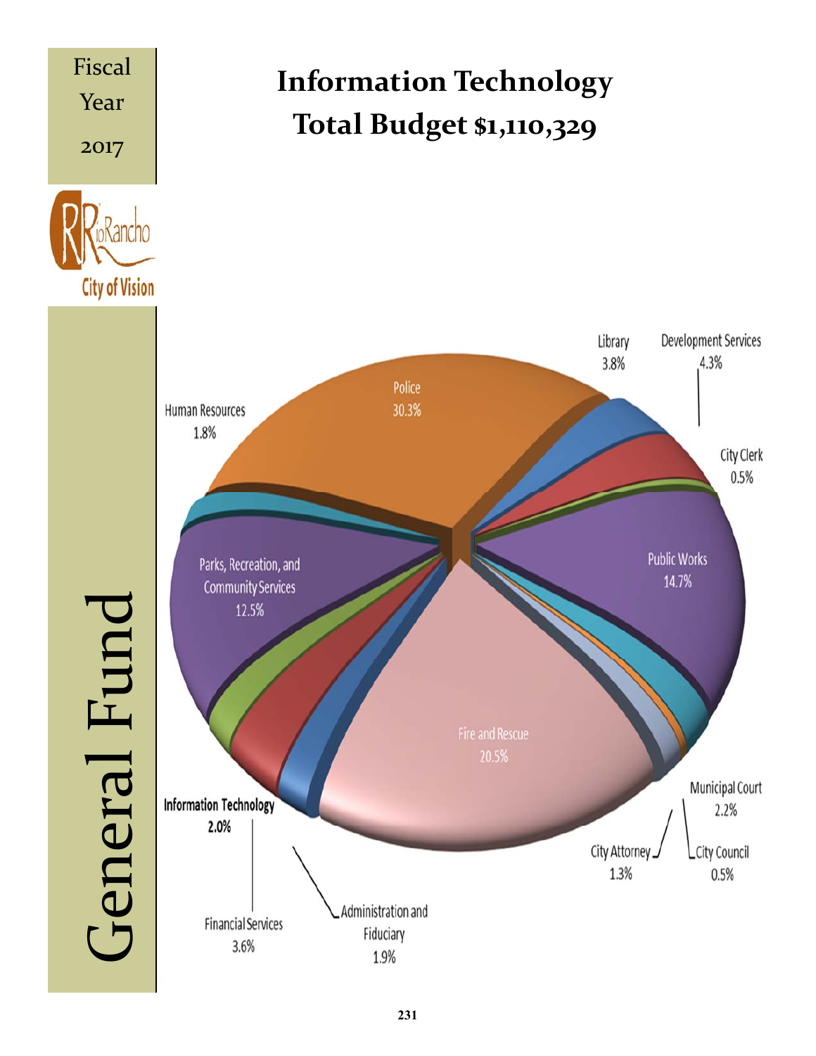Fiscal Year 2017

Rio Rancho City of Vision

General Fund

# Information Technology
# Total Budget $1,110,329

| Department | Percentage |
|---|---|
| Police | 30.3% |
| Library | 3.8% |
| Development Services | 4.3% |
| City Clerk | 0.5% |
| Public Works | 14.7% |
| Municipal Court | 2.2% |
| City Council | 0.5% |
| City Attorney | 1.3% |
| Fire and Rescue | 20.5% |
| Administration and Fiduciary | 1.9% |
| Financial Services | 3.6% |
| **Information Technology** | **2.0%** |
| Parks, Recreation, and Community Services | 12.5% |
| Human Resources | 1.8% |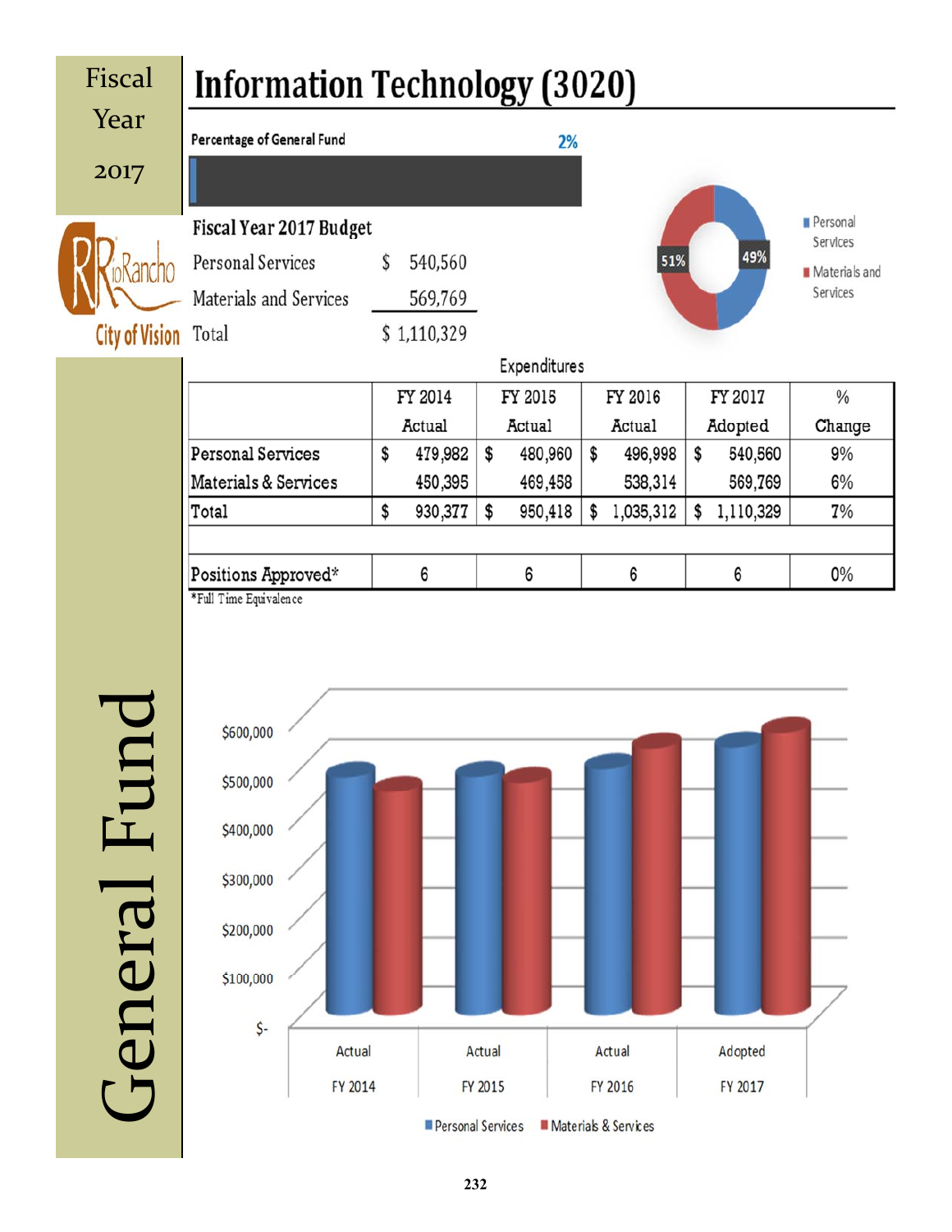Fiscal Year 2017

# Information Technology (3020)

Percentage of General Fund 2%

## Fiscal Year 2017 Budget

| | |
|---|---|
| Personal Services | $ 540,560 |
| Materials and Services | 569,769 |
| Total | $ 1,110,329 |

51%
49%
Personal Services
Materials and Services

Expenditures

| | FY 2014 Actual | FY 2015 Actual | FY 2016 Actual | FY 2017 Adopted | % Change |
|---|---|---|---|---|---|
| Personal Services | $ 479,982 | $ 480,960 | $ 496,998 | $ 540,560 | 9% |
| Materials & Services | 450,395 | 469,458 | 538,314 | 569,769 | 6% |
| Total | $ 930,377 | $ 950,418 | $ 1,035,312 | $ 1,110,329 | 7% |
| | | | | | |
| Positions Approved* | 6 | 6 | 6 | 6 | 0% |

*Full Time Equivalence

$600,000
$500,000
$400,000
$300,000
$200,000
$100,000
$-
Actual FY 2014
Actual FY 2015
Actual FY 2016
Adopted FY 2017
Personal Services
Materials & Services

General Fund